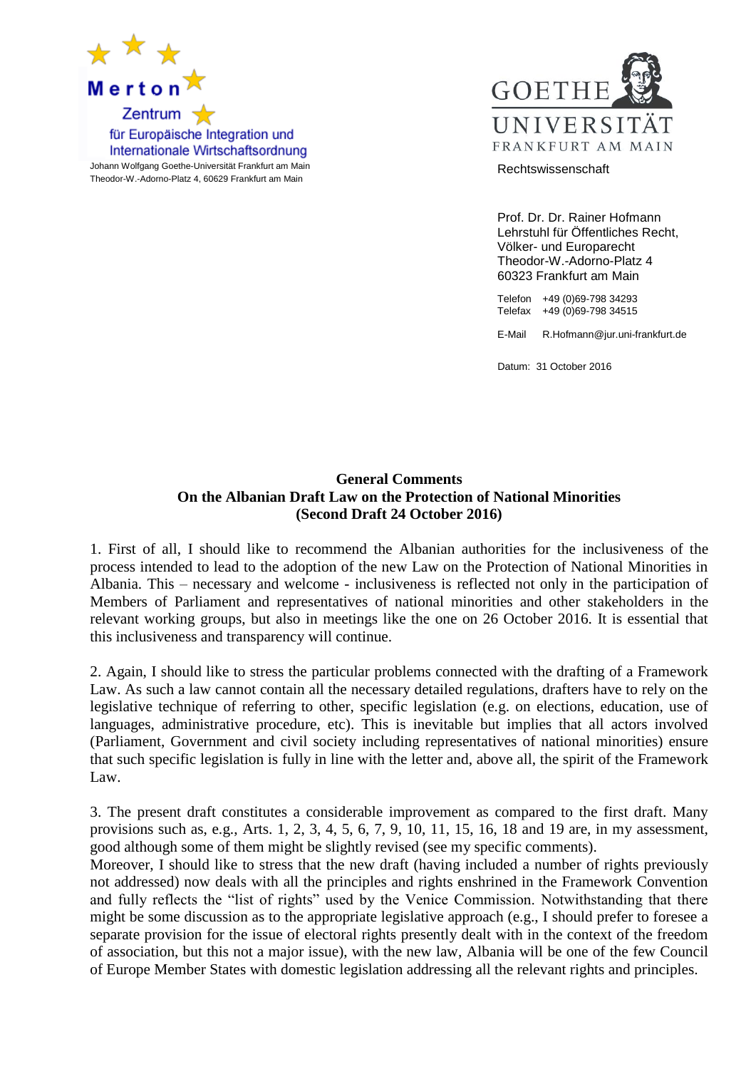Merton Zentrum für Europäische Integration und Internationale Wirtschaftsordnung
Johann Wolfgang Goethe-Universität Frankfurt am Main
Theodor-W.-Adorno-Platz 4, 60629 Frankfurt am Main

GOETHE UNIVERSITÄT FRANKFURT AM MAIN
Rechtswissenschaft

Prof. Dr. Dr. Rainer Hofmann
Lehrstuhl für Öffentliches Recht, Völker- und Europarecht
Theodor-W.-Adorno-Platz 4
60323 Frankfurt am Main

Telefon +49 (0)69-798 34293
Telefax +49 (0)69-798 34515

E-Mail R.Hofmann@jur.uni-frankfurt.de

Datum: 31 October 2016

**General Comments**
**On the Albanian Draft Law on the Protection of National Minorities**
**(Second Draft 24 October 2016)**

1. First of all, I should like to recommend the Albanian authorities for the inclusiveness of the process intended to lead to the adoption of the new Law on the Protection of National Minorities in Albania. This – necessary and welcome - inclusiveness is reflected not only in the participation of Members of Parliament and representatives of national minorities and other stakeholders in the relevant working groups, but also in meetings like the one on 26 October 2016. It is essential that this inclusiveness and transparency will continue.

2. Again, I should like to stress the particular problems connected with the drafting of a Framework Law. As such a law cannot contain all the necessary detailed regulations, drafters have to rely on the legislative technique of referring to other, specific legislation (e.g. on elections, education, use of languages, administrative procedure, etc). This is inevitable but implies that all actors involved (Parliament, Government and civil society including representatives of national minorities) ensure that such specific legislation is fully in line with the letter and, above all, the spirit of the Framework Law.

3. The present draft constitutes a considerable improvement as compared to the first draft. Many provisions such as, e.g., Arts. 1, 2, 3, 4, 5, 6, 7, 9, 10, 11, 15, 16, 18 and 19 are, in my assessment, good although some of them might be slightly revised (see my specific comments).
Moreover, I should like to stress that the new draft (having included a number of rights previously not addressed) now deals with all the principles and rights enshrined in the Framework Convention and fully reflects the "list of rights" used by the Venice Commission. Notwithstanding that there might be some discussion as to the appropriate legislative approach (e.g., I should prefer to foresee a separate provision for the issue of electoral rights presently dealt with in the context of the freedom of association, but this not a major issue), with the new law, Albania will be one of the few Council of Europe Member States with domestic legislation addressing all the relevant rights and principles.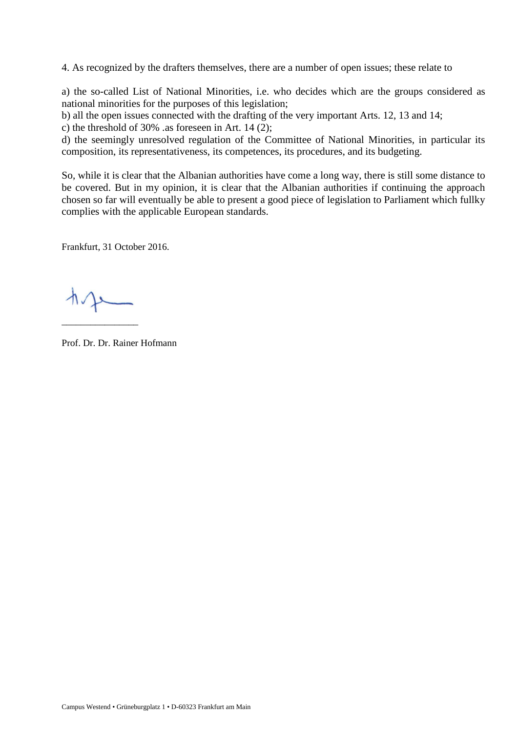4. As recognized by the drafters themselves, there are a number of open issues; these relate to

a) the so-called List of National Minorities, i.e. who decides which are the groups considered as national minorities for the purposes of this legislation;
b) all the open issues connected with the drafting of the very important Arts. 12, 13 and 14;
c) the threshold of 30% .as foreseen in Art. 14 (2);
d) the seemingly unresolved regulation of the Committee of National Minorities, in particular its composition, its representativeness, its competences, its procedures, and its budgeting.

So, while it is clear that the Albanian authorities have come a long way, there is still some distance to be covered. But in my opinion, it is clear that the Albanian authorities if continuing the approach chosen so far will eventually be able to present a good piece of legislation to Parliament which fullky complies with the applicable European standards.

Frankfurt, 31 October 2016.

_______________

Prof. Dr. Dr. Rainer Hofmann

Campus Westend • Grüneburgplatz 1 • D-60323 Frankfurt am Main